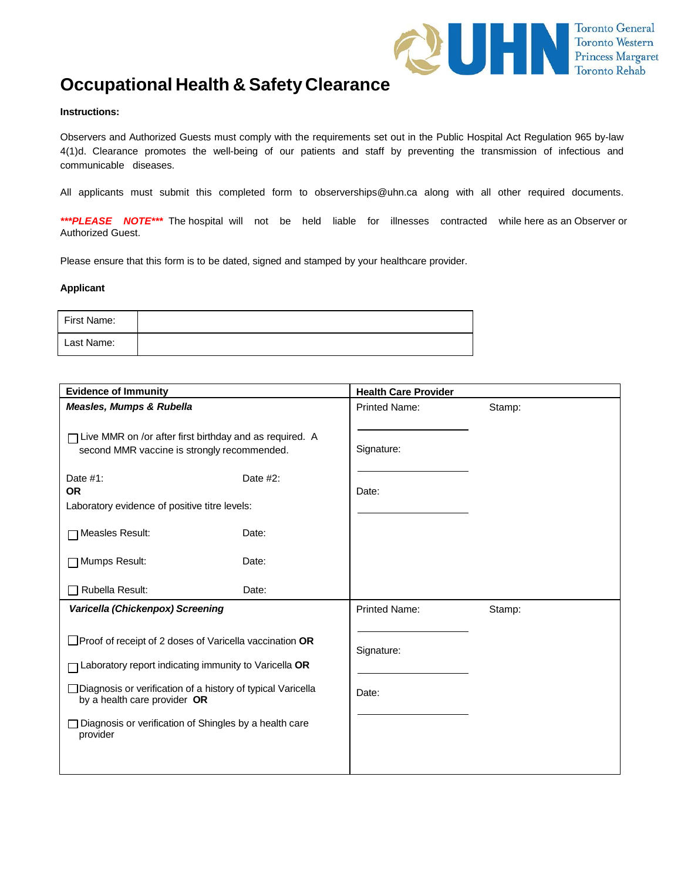# Occupational Health & Safety Clearance

**Instructions:**

Observers and Authorized Guests must comply with the requirements set out in the Public Hospital Act Regulation 965 by-law 4(1)d. Clearance promotes the well-being of our patients and staff by preventing the transmission of infectious and communicable diseases.

All applicants must submit this completed form to observerships@uhn.ca along with all other required documents.

***\*\*\*PLEASE NOTE\*\*\**** The hospital will not be held liable for illnesses contracted while here as an Observer or Authorized Guest.

Please ensure that this form is to be dated, signed and stamped by your healthcare provider.

**Applicant**

| First Name: | |
|---|---|
| Last Name: | |

| Evidence of Immunity | Health Care Provider |
|---|---|
| ***Measles, Mumps & Rubella***<br><br>☐ Live MMR on /or after first birthday and as required. A second MMR vaccine is strongly recommended.<br><br>Date #1: Date #2:<br>**OR**<br>Laboratory evidence of positive titre levels:<br><br>☐ Measles Result: Date:<br><br>☐ Mumps Result: Date:<br><br>☐ Rubella Result: Date: | Printed Name: \_\_\_\_\_\_\_\_ Stamp:<br><br>Signature: \_\_\_\_\_\_\_\_<br><br>Date: \_\_\_\_\_\_\_\_ |
| ***Varicella (Chickenpox) Screening***<br><br>☐ Proof of receipt of 2 doses of Varicella vaccination **OR**<br><br>☐ Laboratory report indicating immunity to Varicella **OR**<br><br>☐ Diagnosis or verification of a history of typical Varicella by a health care provider **OR**<br><br>☐ Diagnosis or verification of Shingles by a health care provider | Printed Name: \_\_\_\_\_\_\_\_ Stamp:<br><br>Signature: \_\_\_\_\_\_\_\_<br><br>Date: \_\_\_\_\_\_\_\_ |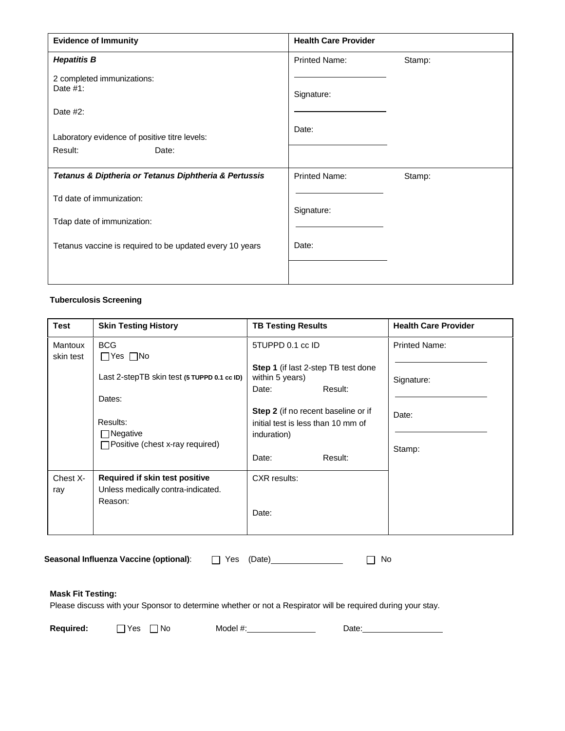| Evidence of Immunity | Health Care Provider |
|---|---|
| ***Hepatitis B***<br><br>2 completed immunizations:<br>Date #1:<br><br>Date #2:<br><br>Laboratory evidence of positive titre levels:<br>Result: Date: | Printed Name: Stamp:<br><br>Signature:<br><br>Date: |
| ***Tetanus & Diptheria or Tetanus Diphtheria & Pertussis***<br><br>Td date of immunization:<br><br>Tdap date of immunization:<br><br>Tetanus vaccine is required to be updated every 10 years | Printed Name: Stamp:<br><br>Signature:<br><br>Date: |

**Tuberculosis Screening**

| Test | Skin Testing History | TB Testing Results | Health Care Provider |
|---|---|---|---|
| Mantoux skin test | BCG<br>☐ Yes ☐ No<br><br>Last 2-stepTB skin test **(5 TUPPD 0.1 cc ID)**<br><br>Dates:<br><br>Results:<br>☐ Negative<br>☐ Positive (chest x-ray required) | 5TUPPD 0.1 cc ID<br><br>**Step 1** (if last 2-step TB test done within 5 years)<br>Date: Result:<br><br>**Step 2** (if no recent baseline or if initial test is less than 10 mm of induration)<br><br>Date: Result: | Printed Name:<br><br>Signature:<br><br>Date:<br><br>Stamp: |
| Chest X-ray | **Required if skin test positive**<br>Unless medically contra-indicated.<br>Reason: | CXR results:<br><br>Date: | |

**Seasonal Influenza Vaccine (optional)**: ☐ Yes (Date)\_\_\_\_\_\_\_\_\_\_\_\_ ☐ No

**Mask Fit Testing:**
Please discuss with your Sponsor to determine whether or not a Respirator will be required during your stay.

**Required:** ☐ Yes ☐ No Model #:\_\_\_\_\_\_\_\_\_\_\_\_ Date:\_\_\_\_\_\_\_\_\_\_\_\_